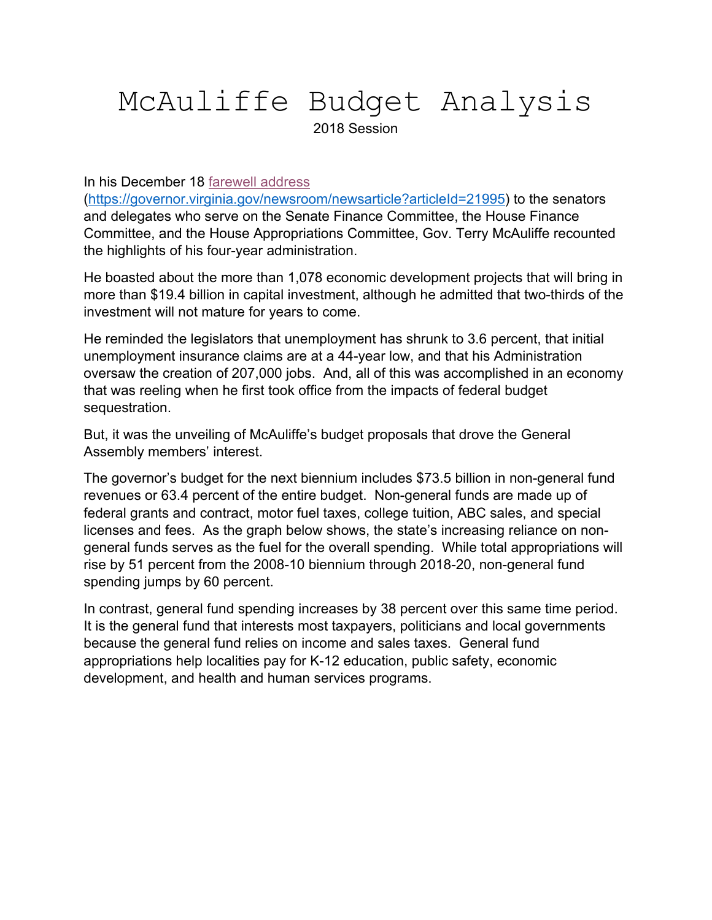# McAuliffe Budget Analysis

2018 Session

In his December 18 [farewell address](https://governor.virginia.gov/newsroom/newsarticle?articleId=21995) (https://governor.virginia.gov/newsroom/newsarticle?articleId=21995) to the senators and delegates who serve on the Senate Finance Committee, the House Finance Committee, and the House Appropriations Committee, Gov. Terry McAuliffe recounted the highlights of his four-year administration.

He boasted about the more than 1,078 economic development projects that will bring in more than $19.4 billion in capital investment, although he admitted that two-thirds of the investment will not mature for years to come.

He reminded the legislators that unemployment has shrunk to 3.6 percent, that initial unemployment insurance claims are at a 44-year low, and that his Administration oversaw the creation of 207,000 jobs. And, all of this was accomplished in an economy that was reeling when he first took office from the impacts of federal budget sequestration.

But, it was the unveiling of McAuliffe's budget proposals that drove the General Assembly members' interest.

The governor's budget for the next biennium includes $73.5 billion in non-general fund revenues or 63.4 percent of the entire budget. Non-general funds are made up of federal grants and contract, motor fuel taxes, college tuition, ABC sales, and special licenses and fees. As the graph below shows, the state's increasing reliance on non-general funds serves as the fuel for the overall spending. While total appropriations will rise by 51 percent from the 2008-10 biennium through 2018-20, non-general fund spending jumps by 60 percent.

In contrast, general fund spending increases by 38 percent over this same time period. It is the general fund that interests most taxpayers, politicians and local governments because the general fund relies on income and sales taxes. General fund appropriations help localities pay for K-12 education, public safety, economic development, and health and human services programs.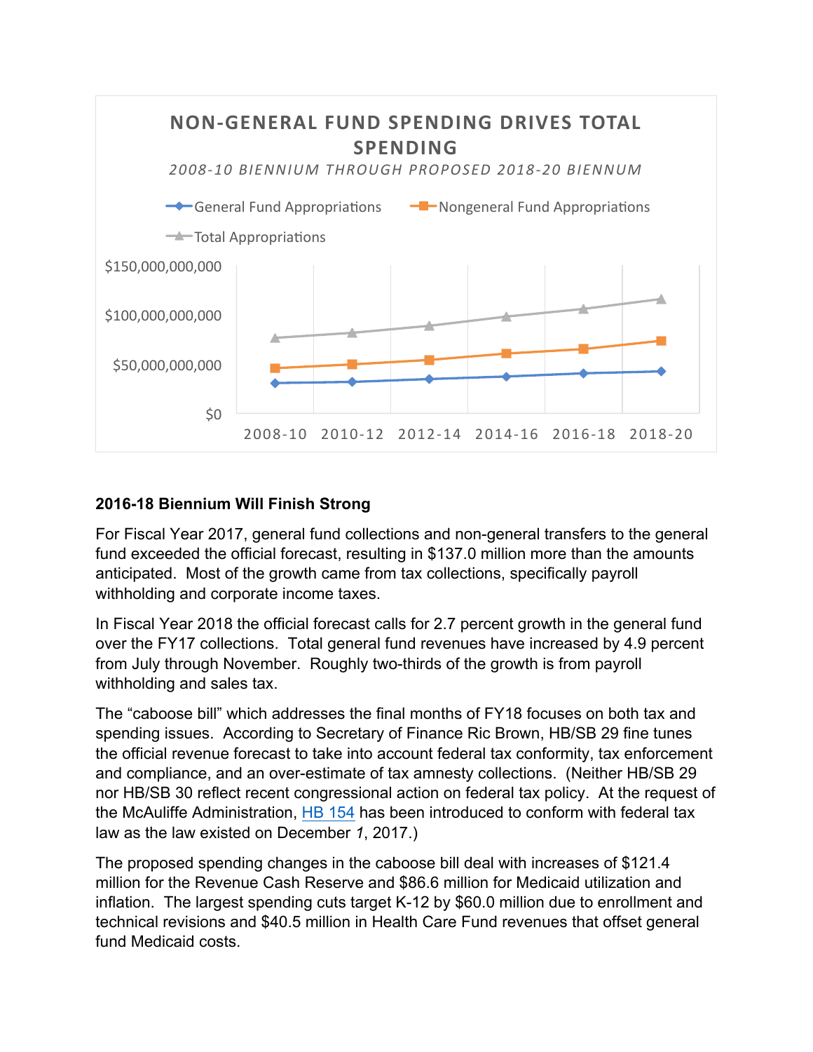**NON-GENERAL FUND SPENDING DRIVES TOTAL SPENDING**

*2008-10 BIENNIUM THROUGH PROPOSED 2018-20 BIENNUM*

## 2016-18 Biennium Will Finish Strong

For Fiscal Year 2017, general fund collections and non-general transfers to the general fund exceeded the official forecast, resulting in $137.0 million more than the amounts anticipated. Most of the growth came from tax collections, specifically payroll withholding and corporate income taxes.

In Fiscal Year 2018 the official forecast calls for 2.7 percent growth in the general fund over the FY17 collections. Total general fund revenues have increased by 4.9 percent from July through November. Roughly two-thirds of the growth is from payroll withholding and sales tax.

The "caboose bill" which addresses the final months of FY18 focuses on both tax and spending issues. According to Secretary of Finance Ric Brown, HB/SB 29 fine tunes the official revenue forecast to take into account federal tax conformity, tax enforcement and compliance, and an over-estimate of tax amnesty collections. (Neither HB/SB 29 nor HB/SB 30 reflect recent congressional action on federal tax policy. At the request of the McAuliffe Administration, HB 154 has been introduced to conform with federal tax law as the law existed on December *1*, 2017.)

The proposed spending changes in the caboose bill deal with increases of $121.4 million for the Revenue Cash Reserve and $86.6 million for Medicaid utilization and inflation. The largest spending cuts target K-12 by $60.0 million due to enrollment and technical revisions and $40.5 million in Health Care Fund revenues that offset general fund Medicaid costs.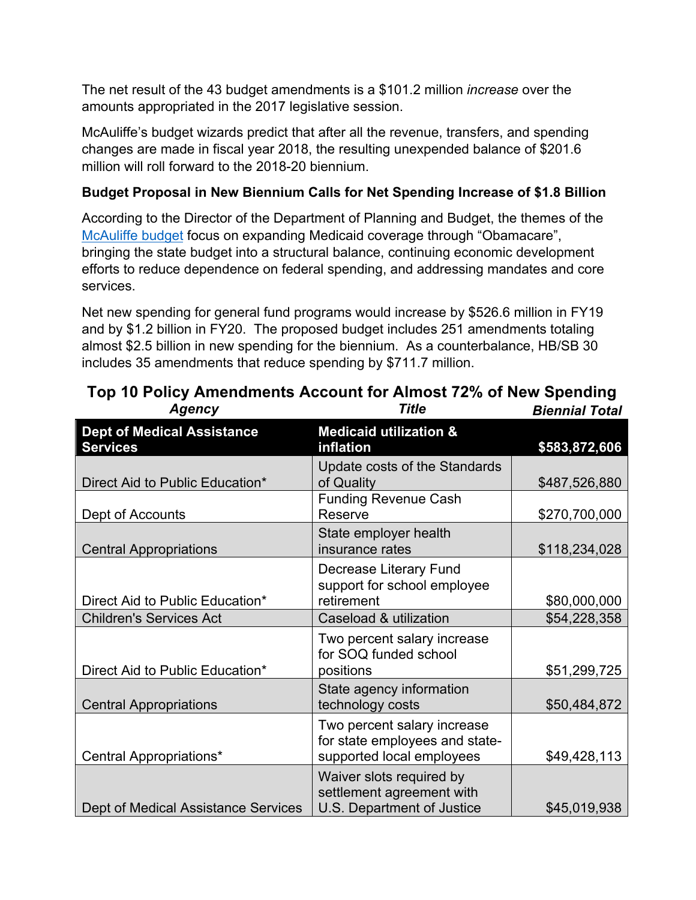The net result of the 43 budget amendments is a $101.2 million *increase* over the amounts appropriated in the 2017 legislative session.

McAuliffe's budget wizards predict that after all the revenue, transfers, and spending changes are made in fiscal year 2018, the resulting unexpended balance of $201.6 million will roll forward to the 2018-20 biennium.

**Budget Proposal in New Biennium Calls for Net Spending Increase of $1.8 Billion**

According to the Director of the Department of Planning and Budget, the themes of the McAuliffe budget focus on expanding Medicaid coverage through "Obamacare", bringing the state budget into a structural balance, continuing economic development efforts to reduce dependence on federal spending, and addressing mandates and core services.

Net new spending for general fund programs would increase by $526.6 million in FY19 and by $1.2 billion in FY20. The proposed budget includes 251 amendments totaling almost $2.5 billion in new spending for the biennium. As a counterbalance, HB/SB 30 includes 35 amendments that reduce spending by $711.7 million.

**Top 10 Policy Amendments Account for Almost 72% of New Spending**

| *Agency* | *Title* | *Biennial Total* |
|---|---|---|
| **Dept of Medical Assistance Services** | **Medicaid utilization & inflation** | **$583,872,606** |
| Direct Aid to Public Education* | Update costs of the Standards of Quality | $487,526,880 |
| Dept of Accounts | Funding Revenue Cash Reserve | $270,700,000 |
| Central Appropriations | State employer health insurance rates | $118,234,028 |
| Direct Aid to Public Education* | Decrease Literary Fund support for school employee retirement | $80,000,000 |
| Children's Services Act | Caseload & utilization | $54,228,358 |
| Direct Aid to Public Education* | Two percent salary increase for SOQ funded school positions | $51,299,725 |
| Central Appropriations | State agency information technology costs | $50,484,872 |
| Central Appropriations* | Two percent salary increase for state employees and state-supported local employees | $49,428,113 |
| Dept of Medical Assistance Services | Waiver slots required by settlement agreement with U.S. Department of Justice | $45,019,938 |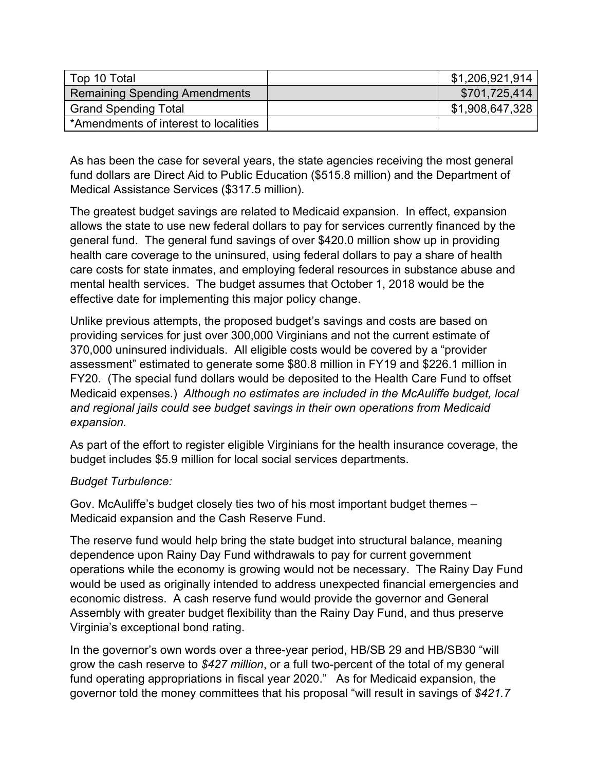| Top 10 Total | | $1,206,921,914 |
|---|---|---|
| Remaining Spending Amendments | | $701,725,414 |
| Grand Spending Total | | $1,908,647,328 |
| *Amendments of interest to localities | | |

As has been the case for several years, the state agencies receiving the most general fund dollars are Direct Aid to Public Education ($515.8 million) and the Department of Medical Assistance Services ($317.5 million).

The greatest budget savings are related to Medicaid expansion. In effect, expansion allows the state to use new federal dollars to pay for services currently financed by the general fund. The general fund savings of over $420.0 million show up in providing health care coverage to the uninsured, using federal dollars to pay a share of health care costs for state inmates, and employing federal resources in substance abuse and mental health services. The budget assumes that October 1, 2018 would be the effective date for implementing this major policy change.

Unlike previous attempts, the proposed budget's savings and costs are based on providing services for just over 300,000 Virginians and not the current estimate of 370,000 uninsured individuals. All eligible costs would be covered by a "provider assessment" estimated to generate some $80.8 million in FY19 and $226.1 million in FY20. (The special fund dollars would be deposited to the Health Care Fund to offset Medicaid expenses.) *Although no estimates are included in the McAuliffe budget, local and regional jails could see budget savings in their own operations from Medicaid expansion.*

As part of the effort to register eligible Virginians for the health insurance coverage, the budget includes $5.9 million for local social services departments.

*Budget Turbulence:*

Gov. McAuliffe's budget closely ties two of his most important budget themes – Medicaid expansion and the Cash Reserve Fund.

The reserve fund would help bring the state budget into structural balance, meaning dependence upon Rainy Day Fund withdrawals to pay for current government operations while the economy is growing would not be necessary. The Rainy Day Fund would be used as originally intended to address unexpected financial emergencies and economic distress. A cash reserve fund would provide the governor and General Assembly with greater budget flexibility than the Rainy Day Fund, and thus preserve Virginia's exceptional bond rating.

In the governor's own words over a three-year period, HB/SB 29 and HB/SB30 "will grow the cash reserve to *$427 million*, or a full two-percent of the total of my general fund operating appropriations in fiscal year 2020." As for Medicaid expansion, the governor told the money committees that his proposal "will result in savings of *$421.7*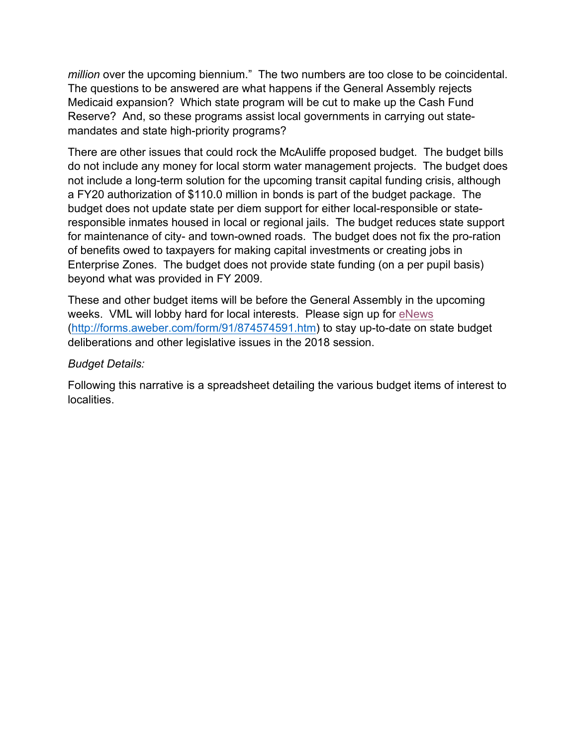*million* over the upcoming biennium." The two numbers are too close to be coincidental. The questions to be answered are what happens if the General Assembly rejects Medicaid expansion? Which state program will be cut to make up the Cash Fund Reserve? And, so these programs assist local governments in carrying out state-mandates and state high-priority programs?

There are other issues that could rock the McAuliffe proposed budget. The budget bills do not include any money for local storm water management projects. The budget does not include a long-term solution for the upcoming transit capital funding crisis, although a FY20 authorization of $110.0 million in bonds is part of the budget package. The budget does not update state per diem support for either local-responsible or state-responsible inmates housed in local or regional jails. The budget reduces state support for maintenance of city- and town-owned roads. The budget does not fix the pro-ration of benefits owed to taxpayers for making capital investments or creating jobs in Enterprise Zones. The budget does not provide state funding (on a per pupil basis) beyond what was provided in FY 2009.

These and other budget items will be before the General Assembly in the upcoming weeks. VML will lobby hard for local interests. Please sign up for eNews (http://forms.aweber.com/form/91/874574591.htm) to stay up-to-date on state budget deliberations and other legislative issues in the 2018 session.

*Budget Details:*

Following this narrative is a spreadsheet detailing the various budget items of interest to localities.